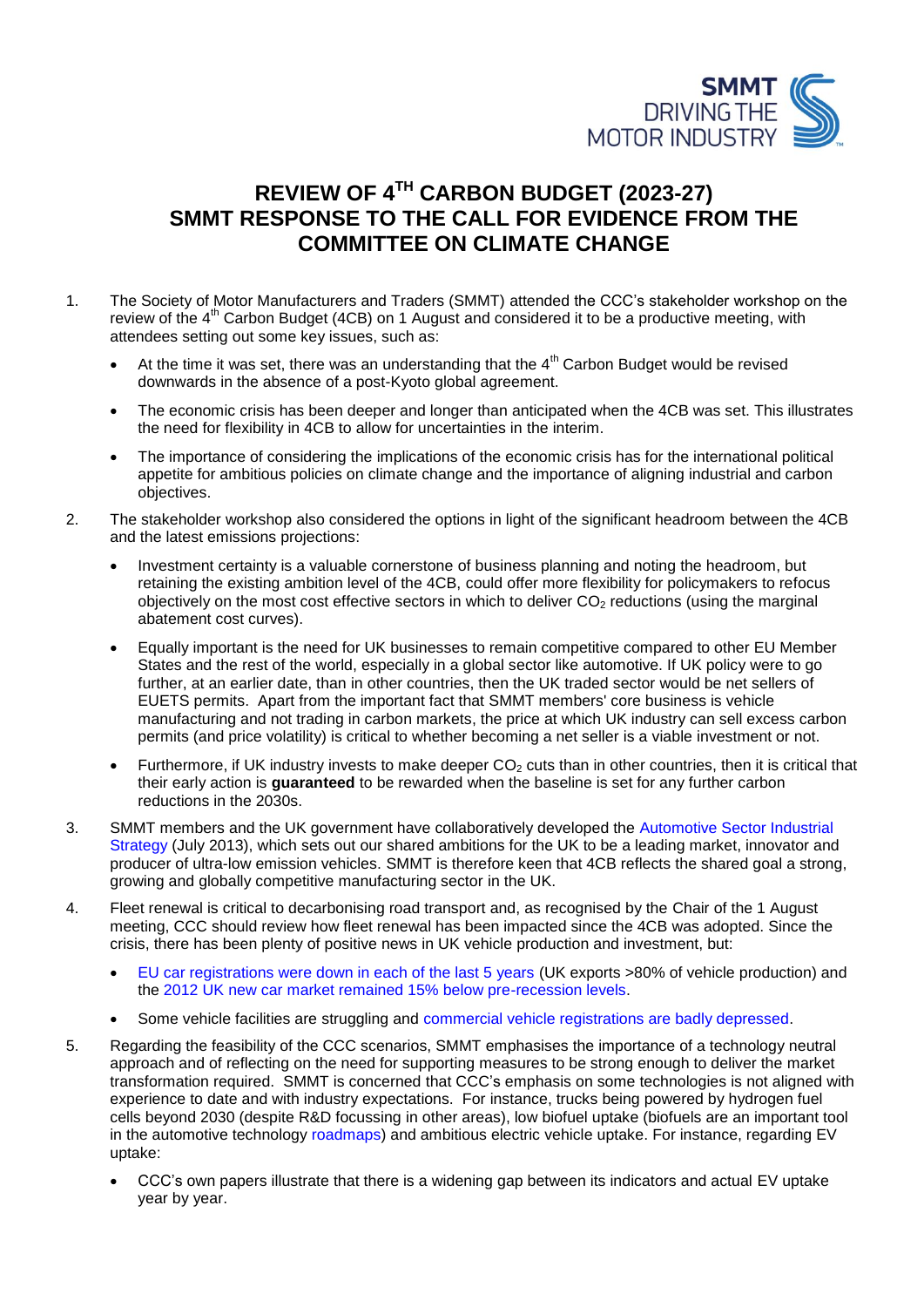# REVIEW OF 4TH CARBON BUDGET (2023-27) SMMT RESPONSE TO THE CALL FOR EVIDENCE FROM THE COMMITTEE ON CLIMATE CHANGE

1. The Society of Motor Manufacturers and Traders (SMMT) attended the CCC's stakeholder workshop on the review of the 4th Carbon Budget (4CB) on 1 August and considered it to be a productive meeting, with attendees setting out some key issues, such as:

   - At the time it was set, there was an understanding that the 4th Carbon Budget would be revised downwards in the absence of a post-Kyoto global agreement.
   - The economic crisis has been deeper and longer than anticipated when the 4CB was set. This illustrates the need for flexibility in 4CB to allow for uncertainties in the interim.
   - The importance of considering the implications of the economic crisis has for the international political appetite for ambitious policies on climate change and the importance of aligning industrial and carbon objectives.

2. The stakeholder workshop also considered the options in light of the significant headroom between the 4CB and the latest emissions projections:

   - Investment certainty is a valuable cornerstone of business planning and noting the headroom, but retaining the existing ambition level of the 4CB, could offer more flexibility for policymakers to refocus objectively on the most cost effective sectors in which to deliver $CO_2$ reductions (using the marginal abatement cost curves).
   - Equally important is the need for UK businesses to remain competitive compared to other EU Member States and the rest of the world, especially in a global sector like automotive. If UK policy were to go further, at an earlier date, than in other countries, then the UK traded sector would be net sellers of EUETS permits. Apart from the important fact that SMMT members' core business is vehicle manufacturing and not trading in carbon markets, the price at which UK industry can sell excess carbon permits (and price volatility) is critical to whether becoming a net seller is a viable investment or not.
   - Furthermore, if UK industry invests to make deeper $CO_2$ cuts than in other countries, then it is critical that their early action is **guaranteed** to be rewarded when the baseline is set for any further carbon reductions in the 2030s.

3. SMMT members and the UK government have collaboratively developed the Automotive Sector Industrial Strategy (July 2013), which sets out our shared ambitions for the UK to be a leading market, innovator and producer of ultra-low emission vehicles. SMMT is therefore keen that 4CB reflects the shared goal a strong, growing and globally competitive manufacturing sector in the UK.

4. Fleet renewal is critical to decarbonising road transport and, as recognised by the Chair of the 1 August meeting, CCC should review how fleet renewal has been impacted since the 4CB was adopted. Since the crisis, there has been plenty of positive news in UK vehicle production and investment, but:

   - EU car registrations were down in each of the last 5 years (UK exports >80% of vehicle production) and the 2012 UK new car market remained 15% below pre-recession levels.
   - Some vehicle facilities are struggling and commercial vehicle registrations are badly depressed.

5. Regarding the feasibility of the CCC scenarios, SMMT emphasises the importance of a technology neutral approach and of reflecting on the need for supporting measures to be strong enough to deliver the market transformation required. SMMT is concerned that CCC's emphasis on some technologies is not aligned with experience to date and with industry expectations. For instance, trucks being powered by hydrogen fuel cells beyond 2030 (despite R&D focussing in other areas), low biofuel uptake (biofuels are an important tool in the automotive technology roadmaps) and ambitious electric vehicle uptake. For instance, regarding EV uptake:

   - CCC's own papers illustrate that there is a widening gap between its indicators and actual EV uptake year by year.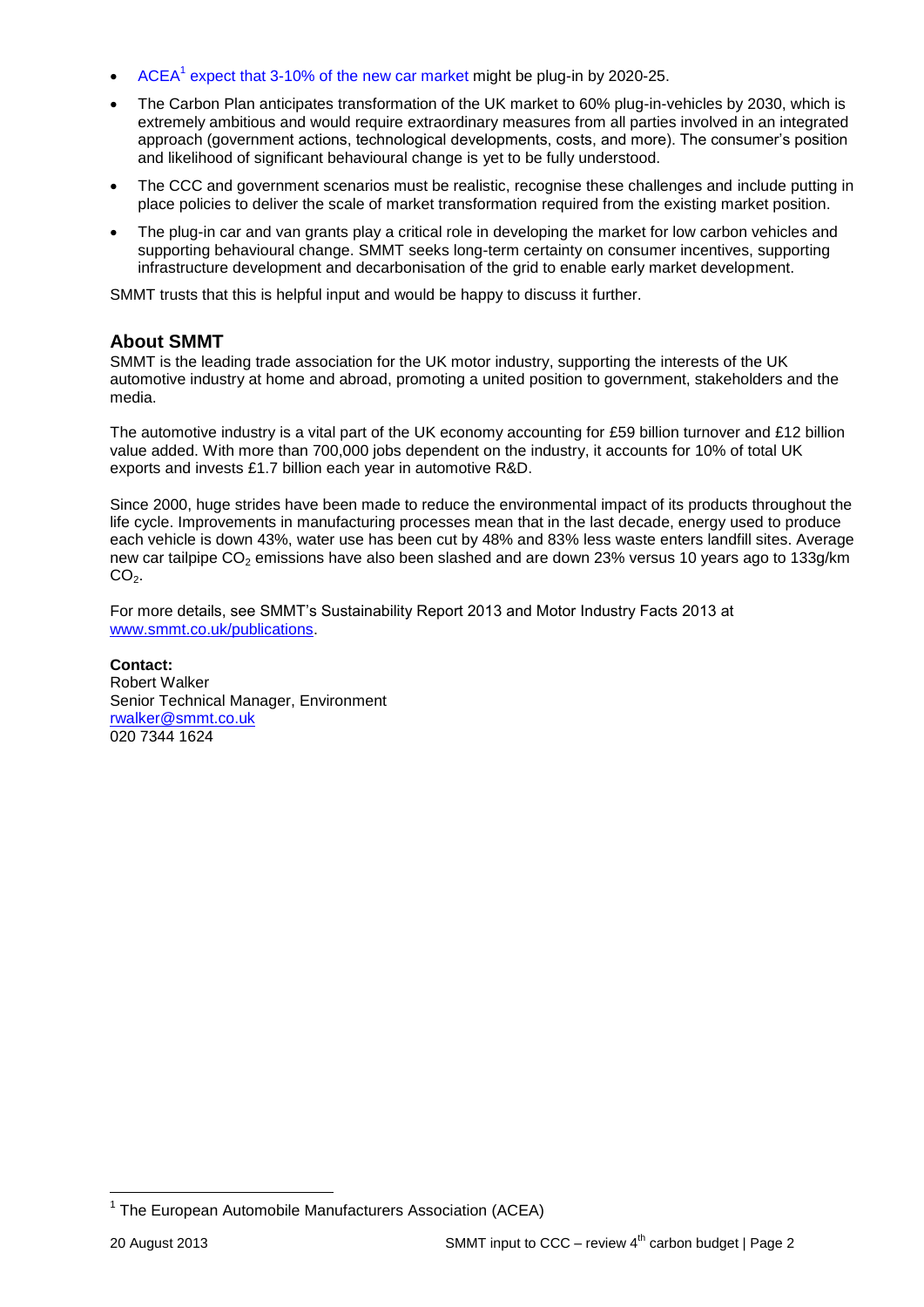- ACEA[1] expect that 3-10% of the new car market might be plug-in by 2020-25.
- The Carbon Plan anticipates transformation of the UK market to 60% plug-in-vehicles by 2030, which is extremely ambitious and would require extraordinary measures from all parties involved in an integrated approach (government actions, technological developments, costs, and more). The consumer's position and likelihood of significant behavioural change is yet to be fully understood.
- The CCC and government scenarios must be realistic, recognise these challenges and include putting in place policies to deliver the scale of market transformation required from the existing market position.
- The plug-in car and van grants play a critical role in developing the market for low carbon vehicles and supporting behavioural change. SMMT seeks long-term certainty on consumer incentives, supporting infrastructure development and decarbonisation of the grid to enable early market development.

SMMT trusts that this is helpful input and would be happy to discuss it further.

## About SMMT

SMMT is the leading trade association for the UK motor industry, supporting the interests of the UK automotive industry at home and abroad, promoting a united position to government, stakeholders and the media.

The automotive industry is a vital part of the UK economy accounting for £59 billion turnover and £12 billion value added. With more than 700,000 jobs dependent on the industry, it accounts for 10% of total UK exports and invests £1.7 billion each year in automotive R&D.

Since 2000, huge strides have been made to reduce the environmental impact of its products throughout the life cycle. Improvements in manufacturing processes mean that in the last decade, energy used to produce each vehicle is down 43%, water use has been cut by 48% and 83% less waste enters landfill sites. Average new car tailpipe $CO_2$ emissions have also been slashed and are down 23% versus 10 years ago to 133g/km $CO_2$.

For more details, see SMMT's Sustainability Report 2013 and Motor Industry Facts 2013 at www.smmt.co.uk/publications.

**Contact:**
Robert Walker
Senior Technical Manager, Environment
rwalker@smmt.co.uk
020 7344 1624

[1] The European Automobile Manufacturers Association (ACEA)